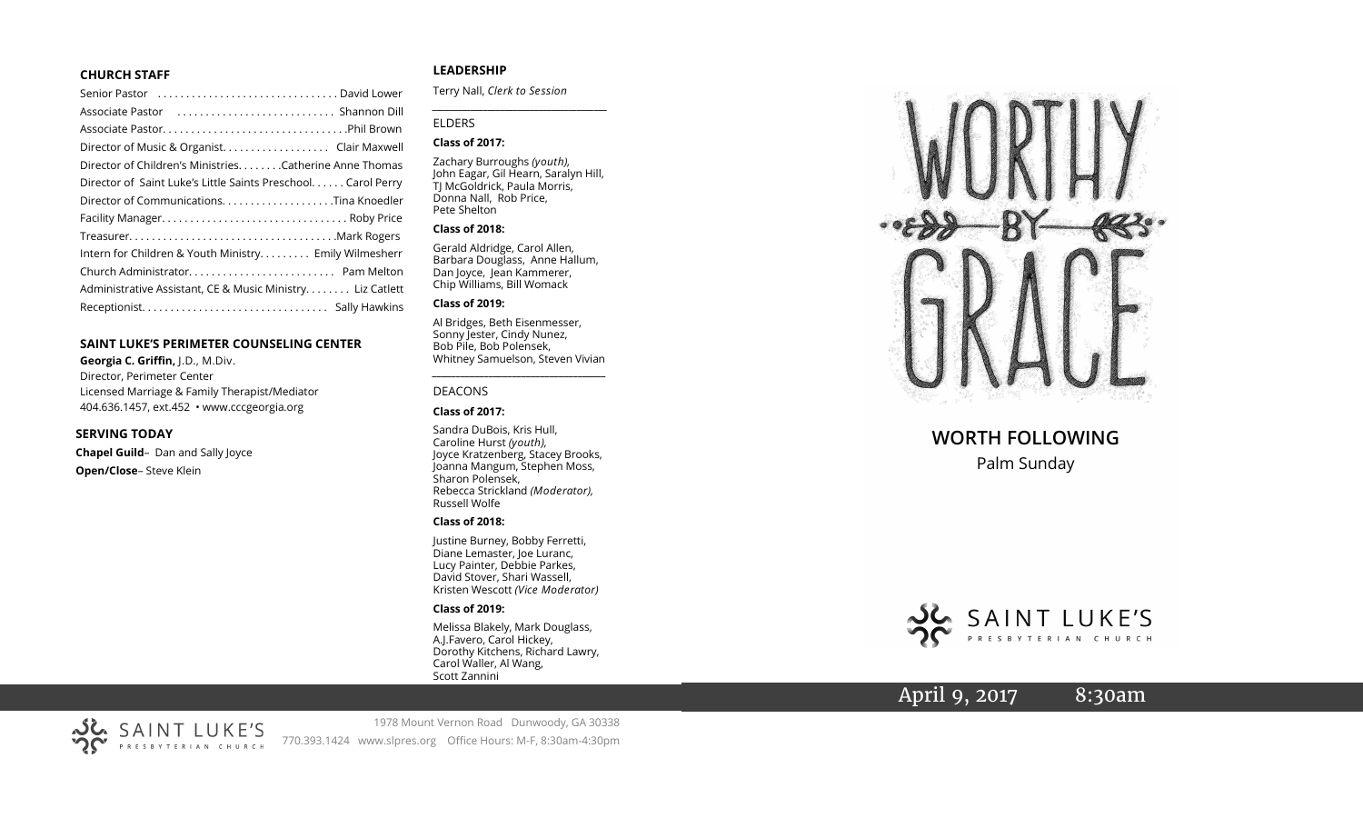### CHURCH STAFF

Senior Pastor . . . . . . . . . . . . . . . . . . . . . . . . . . . . . . . David Lower
Associate Pastor . . . . . . . . . . . . . . . . . . . . . . . . . . . Shannon Dill
Associate Pastor. . . . . . . . . . . . . . . . . . . . . . . . . . . . . . . .Phil Brown
Director of Music & Organist. . . . . . . . . . . . . . . . . . . Clair Maxwell
Director of Children's Ministries. . . . . . . .Catherine Anne Thomas
Director of Saint Luke's Little Saints Preschool. . . . . . Carol Perry
Director of Communications. . . . . . . . . . . . . . . . . . . .Tina Knoedler
Facility Manager. . . . . . . . . . . . . . . . . . . . . . . . . . . . . . . . Roby Price
Treasurer. . . . . . . . . . . . . . . . . . . . . . . . . . . . . . . . . . . .Mark Rogers
Intern for Children & Youth Ministry. . . . . . . . . Emily Wilmesherr
Church Administrator. . . . . . . . . . . . . . . . . . . . . . . . . Pam Melton
Administrative Assistant, CE & Music Ministry. . . . . . . . Liz Catlett
Receptionist. . . . . . . . . . . . . . . . . . . . . . . . . . . . . . . . Sally Hawkins

### SAINT LUKE'S PERIMETER COUNSELING CENTER

**Georgia C. Griffin,** J.D., M.Div.
Director, Perimeter Center
Licensed Marriage & Family Therapist/Mediator
404.636.1457, ext.452 • www.cccgeorgia.org

### SERVING TODAY

**Chapel Guild**– Dan and Sally Joyce
**Open/Close**– Steve Klein

### LEADERSHIP

Terry Nall, *Clerk to Session*

ELDERS

**Class of 2017:**

Zachary Burroughs *(youth),* John Eagar, Gil Hearn, Saralyn Hill, TJ McGoldrick, Paula Morris, Donna Nall, Rob Price, Pete Shelton

**Class of 2018:**

Gerald Aldridge, Carol Allen, Barbara Douglass, Anne Hallum, Dan Joyce, Jean Kammerer, Chip Williams, Bill Womack

**Class of 2019:**

Al Bridges, Beth Eisenmesser, Sonny Jester, Cindy Nunez, Bob Pile, Bob Polensek, Whitney Samuelson, Steven Vivian

DEACONS

**Class of 2017:**

Sandra DuBois, Kris Hull, Caroline Hurst *(youth),* Joyce Kratzenberg, Stacey Brooks, Joanna Mangum, Stephen Moss, Sharon Polensek, Rebecca Strickland *(Moderator),* Russell Wolfe

**Class of 2018:**

Justine Burney, Bobby Ferretti, Diane Lemaster, Joe Luranc, Lucy Painter, Debbie Parkes, David Stover, Shari Wassell, Kristen Wescott *(Vice Moderator)*

**Class of 2019:**

Melissa Blakely, Mark Douglass, A.J.Favero, Carol Hickey, Dorothy Kitchens, Richard Lawry, Carol Waller, Al Wang, Scott Zannini

# WORTHY BY GRACE

## WORTH FOLLOWING

Palm Sunday

SAINT LUKE'S PRESBYTERIAN CHURCH

April 9, 2017 8:30am

SAINT LUKE'S PRESBYTERIAN CHURCH
1978 Mount Vernon Road Dunwoody, GA 30338
770.393.1424 www.slpres.org Office Hours: M-F, 8:30am-4:30pm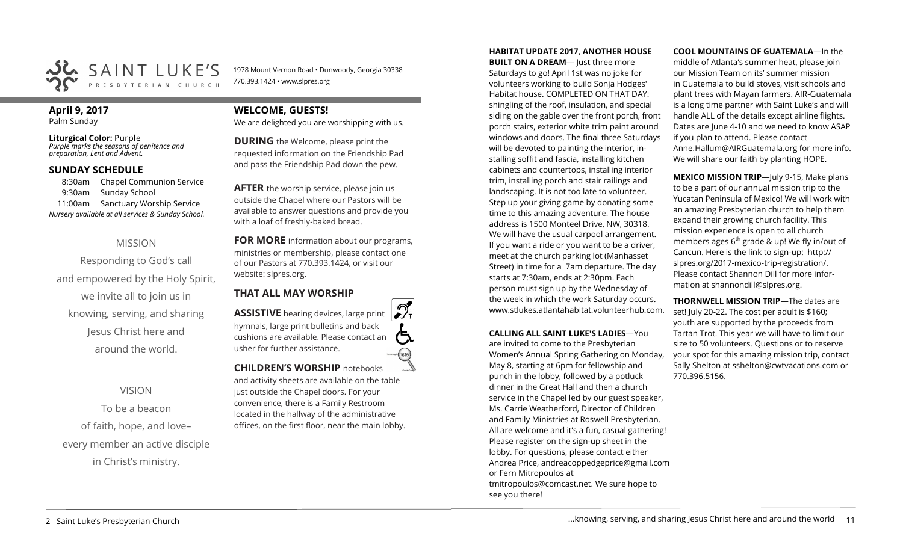SAINT LUKE'S
PRESBYTERIAN CHURCH

1978 Mount Vernon Road • Dunwoody, Georgia 30338
770.393.1424 • www.slpres.org

**April 9, 2017**
Palm Sunday

**Liturgical Color:** Purple
*Purple marks the seasons of penitence and preparation, Lent and Advent.*

## SUNDAY SCHEDULE

8:30am Chapel Communion Service
9:30am Sunday School
11:00am Sanctuary Worship Service
*Nursery available at all services & Sunday School.*

### MISSION

Responding to God's call
and empowered by the Holy Spirit,
we invite all to join us in
knowing, serving, and sharing
Jesus Christ here and
around the world.

### VISION

To be a beacon
of faith, hope, and love–
every member an active disciple
in Christ's ministry.

## WELCOME, GUESTS!

We are delighted you are worshipping with us.

**DURING** the Welcome, please print the requested information on the Friendship Pad and pass the Friendship Pad down the pew.

**AFTER** the worship service, please join us outside the Chapel where our Pastors will be available to answer questions and provide you with a loaf of freshly-baked bread.

**FOR MORE** information about our programs, ministries or membership, please contact one of our Pastors at 770.393.1424, or visit our website: slpres.org.

## THAT ALL MAY WORSHIP

**ASSISTIVE** hearing devices, large print hymnals, large print bulletins and back cushions are available. Please contact an usher for further assistance.

**CHILDREN'S WORSHIP** notebooks and activity sheets are available on the table just outside the Chapel doors. For your convenience, there is a Family Restroom located in the hallway of the administrative offices, on the first floor, near the main lobby.

**HABITAT UPDATE 2017, ANOTHER HOUSE BUILT ON A DREAM**— Just three more Saturdays to go! April 1st was no joke for volunteers working to build Sonja Hodges' Habitat house. COMPLETED ON THAT DAY: shingling of the roof, insulation, and special siding on the gable over the front porch, front porch stairs, exterior white trim paint around windows and doors. The final three Saturdays will be devoted to painting the interior, installing soffit and fascia, installing kitchen cabinets and countertops, installing interior trim, installing porch and stair railings and landscaping. It is not too late to volunteer. Step up your giving game by donating some time to this amazing adventure. The house address is 1500 Monteel Drive, NW, 30318. We will have the usual carpool arrangement. If you want a ride or you want to be a driver, meet at the church parking lot (Manhasset Street) in time for a 7am departure. The day starts at 7:30am, ends at 2:30pm. Each person must sign up by the Wednesday of the week in which the work Saturday occurs. www.stlukes.atlantahabitat.volunteerhub.com.

**CALLING ALL SAINT LUKE'S LADIES**—You are invited to come to the Presbyterian Women's Annual Spring Gathering on Monday, May 8, starting at 6pm for fellowship and punch in the lobby, followed by a potluck dinner in the Great Hall and then a church service in the Chapel led by our guest speaker, Ms. Carrie Weatherford, Director of Children and Family Ministries at Roswell Presbyterian. All are welcome and it's a fun, casual gathering! Please register on the sign-up sheet in the lobby. For questions, please contact either Andrea Price, andreacoppedgeprice@gmail.com or Fern Mitropoulos at tmitropoulos@comcast.net. We sure hope to see you there!

**COOL MOUNTAINS OF GUATEMALA**—In the middle of Atlanta's summer heat, please join our Mission Team on its' summer mission in Guatemala to build stoves, visit schools and plant trees with Mayan farmers. AIR-Guatemala is a long time partner with Saint Luke's and will handle ALL of the details except airline flights. Dates are June 4-10 and we need to know ASAP if you plan to attend. Please contact Anne.Hallum@AIRGuatemala.org for more info. We will share our faith by planting HOPE.

**MEXICO MISSION TRIP**—July 9-15, Make plans to be a part of our annual mission trip to the Yucatan Peninsula of Mexico! We will work with an amazing Presbyterian church to help them expand their growing church facility. This mission experience is open to all church members ages 6th grade & up! We fly in/out of Cancun. Here is the link to sign-up: http://slpres.org/2017-mexico-trip-registration/. Please contact Shannon Dill for more information at shannondill@slpres.org.

**THORNWELL MISSION TRIP**—The dates are set! July 20-22. The cost per adult is $160; youth are supported by the proceeds from Tartan Trot. This year we will have to limit our size to 50 volunteers. Questions or to reserve your spot for this amazing mission trip, contact Sally Shelton at sshelton@cwtvacations.com or 770.396.5156.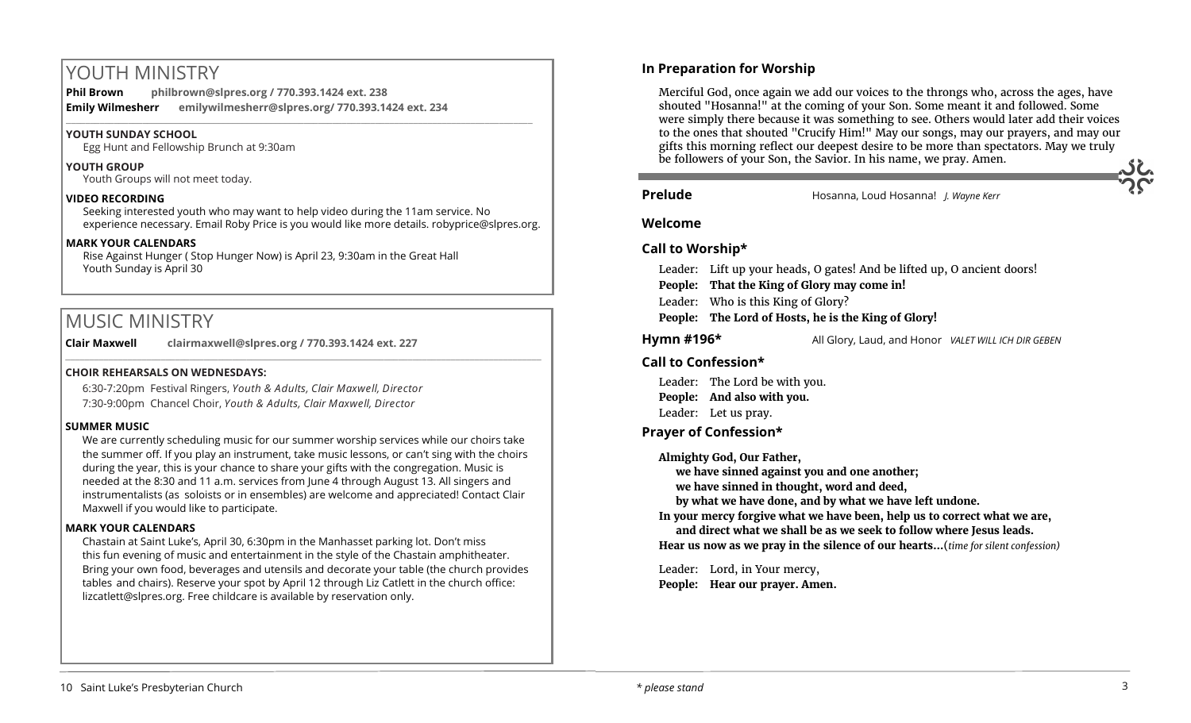# YOUTH MINISTRY

**Phil Brown** **philbrown@slpres.org / 770.393.1424 ext. 238**
**Emily Wilmesherr** **emilywilmesherr@slpres.org/ 770.393.1424 ext. 234**

**YOUTH SUNDAY SCHOOL**
Egg Hunt and Fellowship Brunch at 9:30am

**YOUTH GROUP**
Youth Groups will not meet today.

**VIDEO RECORDING**
Seeking interested youth who may want to help video during the 11am service. No experience necessary. Email Roby Price is you would like more details. robyprice@slpres.org.

**MARK YOUR CALENDARS**
Rise Against Hunger ( Stop Hunger Now) is April 23, 9:30am in the Great Hall
Youth Sunday is April 30

# MUSIC MINISTRY

**Clair Maxwell** **clairmaxwell@slpres.org / 770.393.1424 ext. 227**

**CHOIR REHEARSALS ON WEDNESDAYS:**

6:30-7:20pm Festival Ringers, *Youth & Adults, Clair Maxwell, Director*
7:30-9:00pm Chancel Choir, *Youth & Adults, Clair Maxwell, Director*

**SUMMER MUSIC**
We are currently scheduling music for our summer worship services while our choirs take the summer off. If you play an instrument, take music lessons, or can't sing with the choirs during the year, this is your chance to share your gifts with the congregation. Music is needed at the 8:30 and 11 a.m. services from June 4 through August 13. All singers and instrumentalists (as soloists or in ensembles) are welcome and appreciated! Contact Clair Maxwell if you would like to participate.

**MARK YOUR CALENDARS**
Chastain at Saint Luke's, April 30, 6:30pm in the Manhasset parking lot. Don't miss this fun evening of music and entertainment in the style of the Chastain amphitheater. Bring your own food, beverages and utensils and decorate your table (the church provides tables and chairs). Reserve your spot by April 12 through Liz Catlett in the church office: lizcatlett@slpres.org. Free childcare is available by reservation only.

## In Preparation for Worship

Merciful God, once again we add our voices to the throngs who, across the ages, have shouted "Hosanna!" at the coming of your Son. Some meant it and followed. Some were simply there because it was something to see. Others would later add their voices to the ones that shouted "Crucify Him!" May our songs, may our prayers, and may our gifts this morning reflect our deepest desire to be more than spectators. May we truly be followers of your Son, the Savior. In his name, we pray. Amen.

**Prelude** Hosanna, Loud Hosanna! *J. Wayne Kerr*

**Welcome**

**Call to Worship\***

Leader: Lift up your heads, O gates! And be lifted up, O ancient doors!
**People: That the King of Glory may come in!**
Leader: Who is this King of Glory?
**People: The Lord of Hosts, he is the King of Glory!**

**Hymn #196\*** All Glory, Laud, and Honor *VALET WILL ICH DIR GEBEN*

**Call to Confession\***

Leader: The Lord be with you.
**People: And also with you.**
Leader: Let us pray.

**Prayer of Confession\***

**Almighty God, Our Father,**
**we have sinned against you and one another;**
**we have sinned in thought, word and deed,**
**by what we have done, and by what we have left undone.**
**In your mercy forgive what we have been, help us to correct what we are,**
**and direct what we shall be as we seek to follow where Jesus leads.**
**Hear us now as we pray in the silence of our hearts…**(*time for silent confession)*

Leader: Lord, in Your mercy,
**People: Hear our prayer. Amen.**

*\* please stand*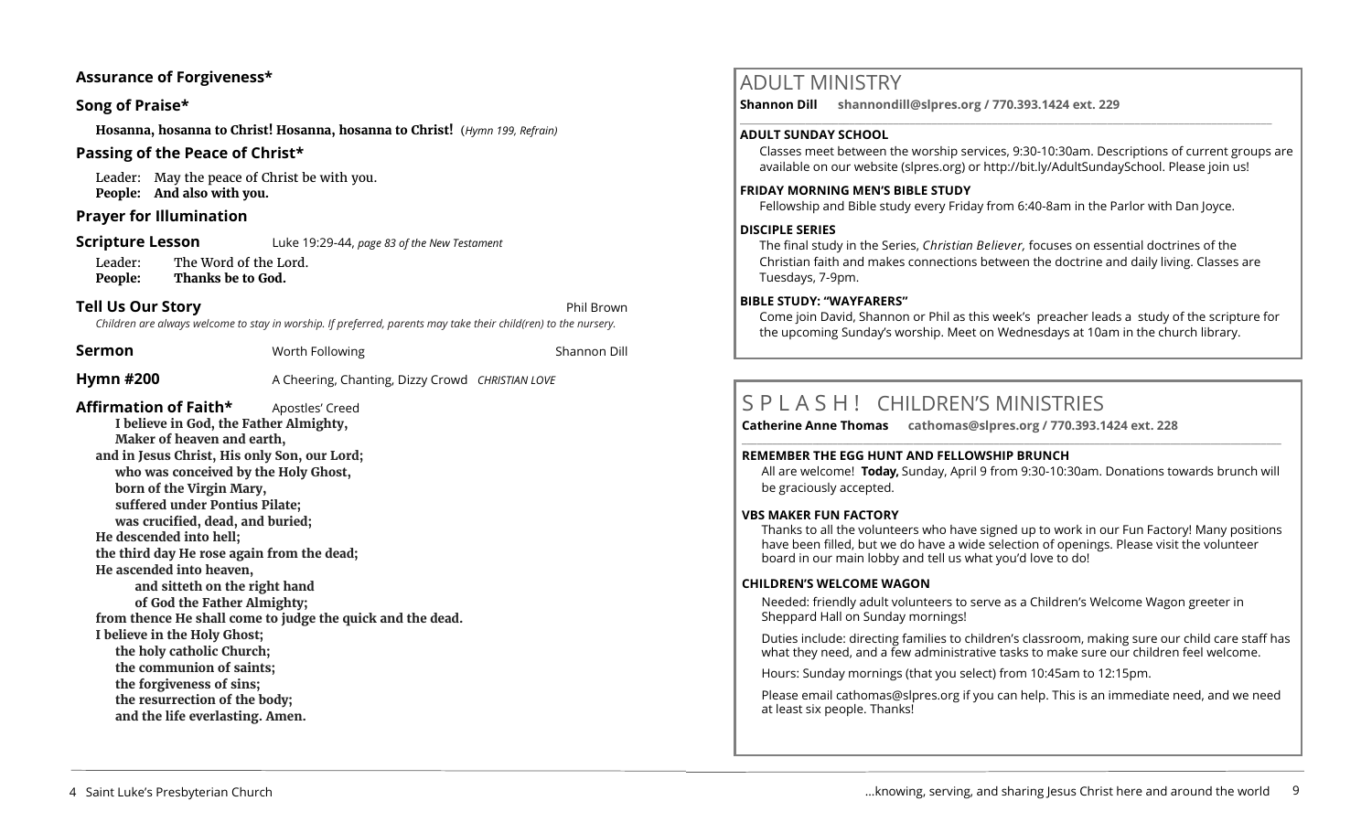### Assurance of Forgiveness*

### Song of Praise*

**Hosanna, hosanna to Christ! Hosanna, hosanna to Christ!** (*Hymn 199, Refrain*)

### Passing of the Peace of Christ*

Leader: May the peace of Christ be with you.
**People: And also with you.**

### Prayer for Illumination

**Scripture Lesson** Luke 19:29-44, *page 83 of the New Testament*

Leader: The Word of the Lord.
**People: Thanks be to God.**

**Tell Us Our Story** Phil Brown

*Children are always welcome to stay in worship. If preferred, parents may take their child(ren) to the nursery.*

**Sermon** Worth Following Shannon Dill

**Hymn #200** A Cheering, Chanting, Dizzy Crowd *CHRISTIAN LOVE*

**Affirmation of Faith*** Apostles' Creed

**I believe in God, the Father Almighty,**
**Maker of heaven and earth,**
**and in Jesus Christ, His only Son, our Lord;**
**who was conceived by the Holy Ghost,**
**born of the Virgin Mary,**
**suffered under Pontius Pilate;**
**was crucified, dead, and buried;**
**He descended into hell;**
**the third day He rose again from the dead;**
**He ascended into heaven,**
**and sitteth on the right hand**
**of God the Father Almighty;**
**from thence He shall come to judge the quick and the dead.**
**I believe in the Holy Ghost;**
**the holy catholic Church;**
**the communion of saints;**
**the forgiveness of sins;**
**the resurrection of the body;**
**and the life everlasting. Amen.**

## ADULT MINISTRY

**Shannon Dill shannondill@slpres.org / 770.393.1424 ext. 229**

**ADULT SUNDAY SCHOOL**

Classes meet between the worship services, 9:30-10:30am. Descriptions of current groups are available on our website (slpres.org) or http://bit.ly/AdultSundaySchool. Please join us!

**FRIDAY MORNING MEN'S BIBLE STUDY**

Fellowship and Bible study every Friday from 6:40-8am in the Parlor with Dan Joyce.

**DISCIPLE SERIES**

The final study in the Series, *Christian Believer,* focuses on essential doctrines of the Christian faith and makes connections between the doctrine and daily living. Classes are Tuesdays, 7-9pm.

**BIBLE STUDY: "WAYFARERS"**

Come join David, Shannon or Phil as this week's preacher leads a study of the scripture for the upcoming Sunday's worship. Meet on Wednesdays at 10am in the church library.

## S P L A S H ! CHILDREN'S MINISTRIES

**Catherine Anne Thomas cathomas@slpres.org / 770.393.1424 ext. 228**

**REMEMBER THE EGG HUNT AND FELLOWSHIP BRUNCH**

All are welcome! **Today,** Sunday, April 9 from 9:30-10:30am. Donations towards brunch will be graciously accepted.

**VBS MAKER FUN FACTORY**

Thanks to all the volunteers who have signed up to work in our Fun Factory! Many positions have been filled, but we do have a wide selection of openings. Please visit the volunteer board in our main lobby and tell us what you'd love to do!

**CHILDREN'S WELCOME WAGON**

Needed: friendly adult volunteers to serve as a Children's Welcome Wagon greeter in Sheppard Hall on Sunday mornings!

Duties include: directing families to children's classroom, making sure our child care staff has what they need, and a few administrative tasks to make sure our children feel welcome.

Hours: Sunday mornings (that you select) from 10:45am to 12:15pm.

Please email cathomas@slpres.org if you can help. This is an immediate need, and we need at least six people. Thanks!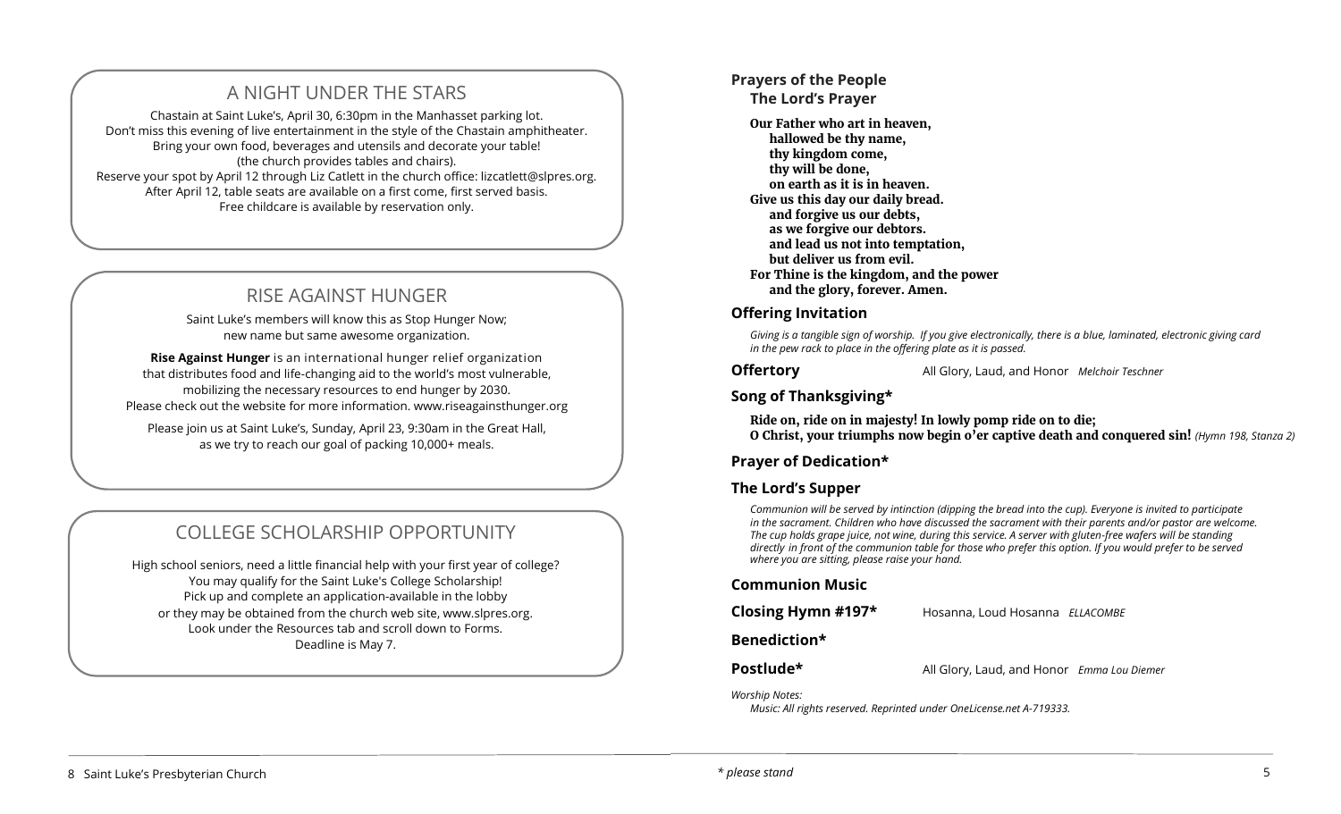## A NIGHT UNDER THE STARS

Chastain at Saint Luke's, April 30, 6:30pm in the Manhasset parking lot.
Don't miss this evening of live entertainment in the style of the Chastain amphitheater.
Bring your own food, beverages and utensils and decorate your table!
(the church provides tables and chairs).
Reserve your spot by April 12 through Liz Catlett in the church office: lizcatlett@slpres.org.
After April 12, table seats are available on a first come, first served basis.
Free childcare is available by reservation only.

## RISE AGAINST HUNGER

Saint Luke's members will know this as Stop Hunger Now;
new name but same awesome organization.

**Rise Against Hunger** is an international hunger relief organization
that distributes food and life-changing aid to the world's most vulnerable,
mobilizing the necessary resources to end hunger by 2030.
Please check out the website for more information. www.riseagainsthunger.org

Please join us at Saint Luke's, Sunday, April 23, 9:30am in the Great Hall,
as we try to reach our goal of packing 10,000+ meals.

## COLLEGE SCHOLARSHIP OPPORTUNITY

High school seniors, need a little financial help with your first year of college?
You may qualify for the Saint Luke's College Scholarship!
Pick up and complete an application-available in the lobby
or they may be obtained from the church web site, www.slpres.org.
Look under the Resources tab and scroll down to Forms.
Deadline is May 7.

**Prayers of the People**

**The Lord's Prayer**

**Our Father who art in heaven,**
**hallowed be thy name,**
**thy kingdom come,**
**thy will be done,**
**on earth as it is in heaven.**
**Give us this day our daily bread.**
**and forgive us our debts,**
**as we forgive our debtors.**
**and lead us not into temptation,**
**but deliver us from evil.**
**For Thine is the kingdom, and the power**
**and the glory, forever. Amen.**

**Offering Invitation**

*Giving is a tangible sign of worship. If you give electronically, there is a blue, laminated, electronic giving card in the pew rack to place in the offering plate as it is passed.*

**Offertory** All Glory, Laud, and Honor *Melchoir Teschner*

**Song of Thanksgiving***

**Ride on, ride on in majesty! In lowly pomp ride on to die;**
**O Christ, your triumphs now begin o'er captive death and conquered sin!** *(Hymn 198, Stanza 2)*

**Prayer of Dedication***

**The Lord's Supper**

*Communion will be served by intinction (dipping the bread into the cup). Everyone is invited to participate in the sacrament. Children who have discussed the sacrament with their parents and/or pastor are welcome. The cup holds grape juice, not wine, during this service. A server with gluten-free wafers will be standing directly in front of the communion table for those who prefer this option. If you would prefer to be served where you are sitting, please raise your hand.*

**Communion Music**

**Closing Hymn #197*** Hosanna, Loud Hosanna *ELLACOMBE*

**Benediction***

**Postlude*** All Glory, Laud, and Honor *Emma Lou Diemer*

*Worship Notes:*
*Music: All rights reserved. Reprinted under OneLicense.net A-719333.*

*\* please stand*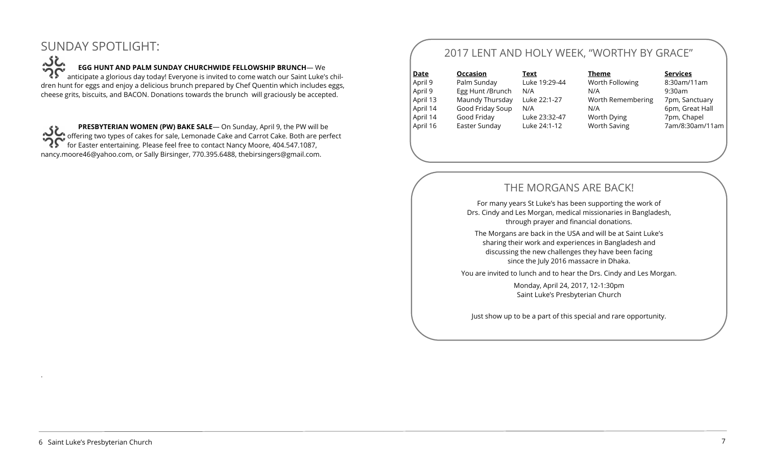## SUNDAY SPOTLIGHT:

**EGG HUNT AND PALM SUNDAY CHURCHWIDE FELLOWSHIP BRUNCH**— We anticipate a glorious day today! Everyone is invited to come watch our Saint Luke's children hunt for eggs and enjoy a delicious brunch prepared by Chef Quentin which includes eggs, cheese grits, biscuits, and BACON. Donations towards the brunch will graciously be accepted.

**PRESBYTERIAN WOMEN (PW) BAKE SALE**— On Sunday, April 9, the PW will be offering two types of cakes for sale, Lemonade Cake and Carrot Cake. Both are perfect for Easter entertaining. Please feel free to contact Nancy Moore, 404.547.1087, nancy.moore46@yahoo.com, or Sally Birsinger, 770.395.6488, thebirsingers@gmail.com.

## 2017 LENT AND HOLY WEEK, "WORTHY BY GRACE"

| Date | Occasion | Text | Theme | Services |
|---|---|---|---|---|
| April 9 | Palm Sunday | Luke 19:29-44 | Worth Following | 8:30am/11am |
| April 9 | Egg Hunt /Brunch | N/A | N/A | 9:30am |
| April 13 | Maundy Thursday | Luke 22:1-27 | Worth Remembering | 7pm, Sanctuary |
| April 14 | Good Friday Soup | N/A | N/A | 6pm, Great Hall |
| April 14 | Good Friday | Luke 23:32-47 | Worth Dying | 7pm, Chapel |
| April 16 | Easter Sunday | Luke 24:1-12 | Worth Saving | 7am/8:30am/11am |

## THE MORGANS ARE BACK!

For many years St Luke's has been supporting the work of Drs. Cindy and Les Morgan, medical missionaries in Bangladesh, through prayer and financial donations.

The Morgans are back in the USA and will be at Saint Luke's sharing their work and experiences in Bangladesh and discussing the new challenges they have been facing since the July 2016 massacre in Dhaka.

You are invited to lunch and to hear the Drs. Cindy and Les Morgan.

Monday, April 24, 2017, 12-1:30pm
Saint Luke's Presbyterian Church

Just show up to be a part of this special and rare opportunity.